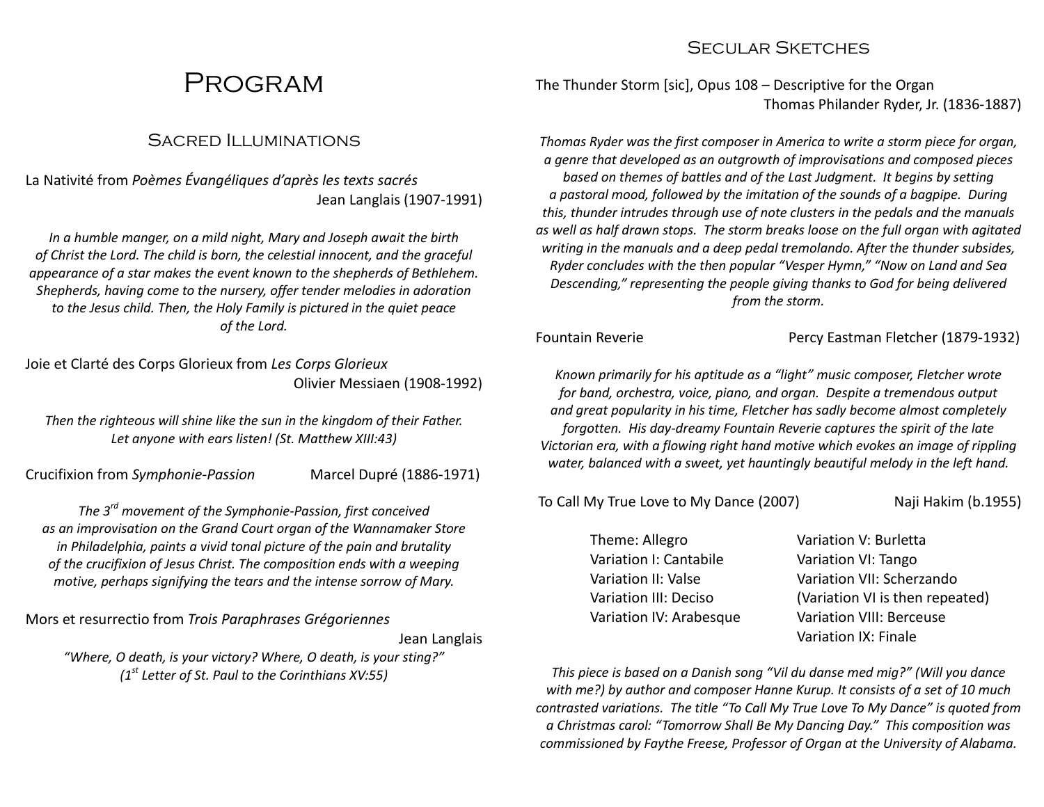# Program

## Sacred Illuminations

La Nativité from *Poèmes Évangéliques d'après les texts sacrés*
Jean Langlais (1907-1991)

*In a humble manger, on a mild night, Mary and Joseph await the birth of Christ the Lord. The child is born, the celestial innocent, and the graceful appearance of a star makes the event known to the shepherds of Bethlehem. Shepherds, having come to the nursery, offer tender melodies in adoration to the Jesus child. Then, the Holy Family is pictured in the quiet peace of the Lord.*

Joie et Clarté des Corps Glorieux from *Les Corps Glorieux*
Olivier Messiaen (1908-1992)

*Then the righteous will shine like the sun in the kingdom of their Father. Let anyone with ears listen! (St. Matthew XIII:43)*

Crucifixion from *Symphonie-Passion* Marcel Dupré (1886-1971)

*The 3rd movement of the Symphonie-Passion, first conceived as an improvisation on the Grand Court organ of the Wannamaker Store in Philadelphia, paints a vivid tonal picture of the pain and brutality of the crucifixion of Jesus Christ. The composition ends with a weeping motive, perhaps signifying the tears and the intense sorrow of Mary.*

Mors et resurrectio from *Trois Paraphrases Grégoriennes*
Jean Langlais

*"Where, O death, is your victory? Where, O death, is your sting?" (1st Letter of St. Paul to the Corinthians XV:55)*

## Secular Sketches

The Thunder Storm [sic], Opus 108 – Descriptive for the Organ
Thomas Philander Ryder, Jr. (1836-1887)

*Thomas Ryder was the first composer in America to write a storm piece for organ, a genre that developed as an outgrowth of improvisations and composed pieces based on themes of battles and of the Last Judgment. It begins by setting a pastoral mood, followed by the imitation of the sounds of a bagpipe. During this, thunder intrudes through use of note clusters in the pedals and the manuals as well as half drawn stops. The storm breaks loose on the full organ with agitated writing in the manuals and a deep pedal tremolando. After the thunder subsides, Ryder concludes with the then popular "Vesper Hymn," "Now on Land and Sea Descending," representing the people giving thanks to God for being delivered from the storm.*

Fountain Reverie Percy Eastman Fletcher (1879-1932)

*Known primarily for his aptitude as a "light" music composer, Fletcher wrote for band, orchestra, voice, piano, and organ. Despite a tremendous output and great popularity in his time, Fletcher has sadly become almost completely forgotten. His day-dreamy Fountain Reverie captures the spirit of the late Victorian era, with a flowing right hand motive which evokes an image of rippling water, balanced with a sweet, yet hauntingly beautiful melody in the left hand.*

To Call My True Love to My Dance (2007) Naji Hakim (b.1955)

- Theme: Allegro
- Variation I: Cantabile
- Variation II: Valse
- Variation III: Deciso
- Variation IV: Arabesque
- Variation V: Burletta
- Variation VI: Tango
- Variation VII: Scherzando
- (Variation VI is then repeated)
- Variation VIII: Berceuse
- Variation IX: Finale

*This piece is based on a Danish song "Vil du danse med mig?" (Will you dance with me?) by author and composer Hanne Kurup. It consists of a set of 10 much contrasted variations. The title "To Call My True Love To My Dance" is quoted from a Christmas carol: "Tomorrow Shall Be My Dancing Day." This composition was commissioned by Faythe Freese, Professor of Organ at the University of Alabama.*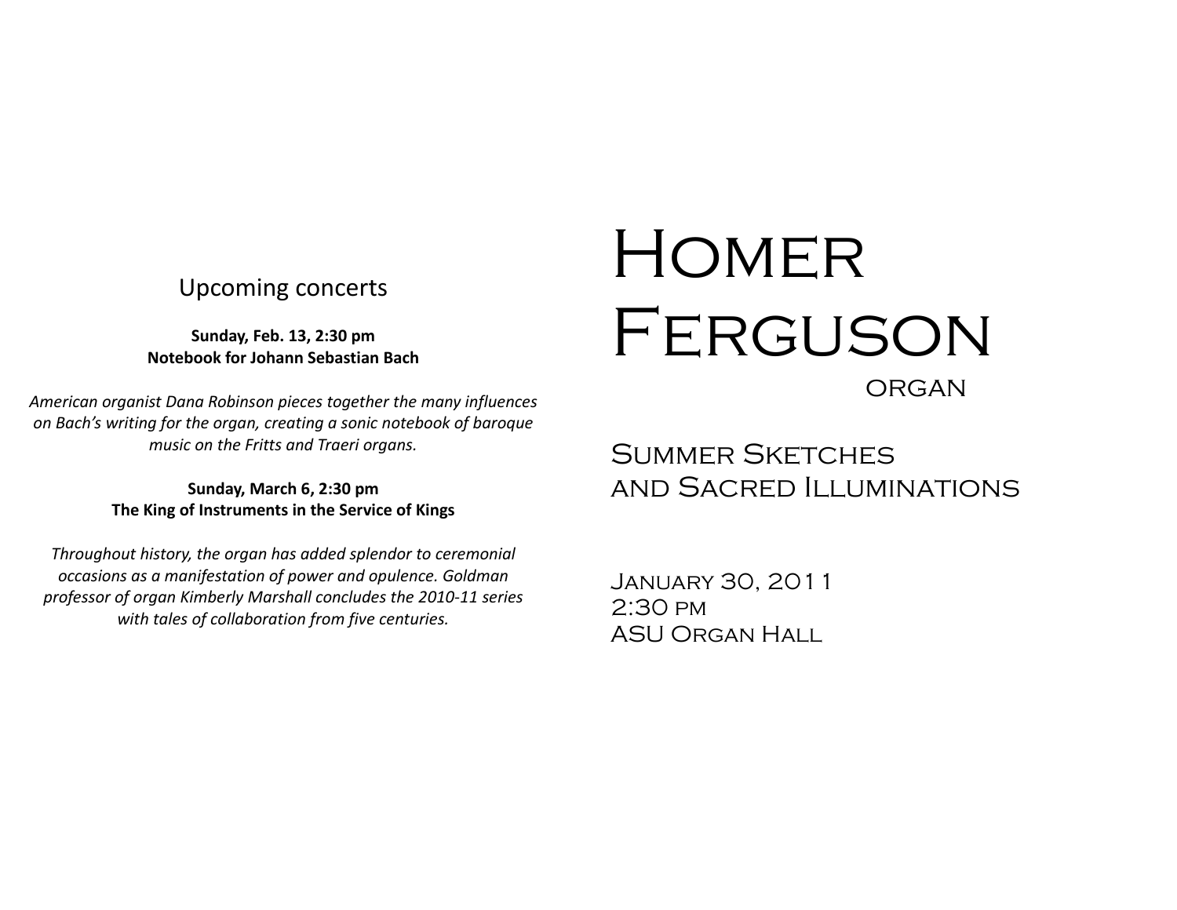## Upcoming concerts

**Sunday, Feb. 13, 2:30 pm**
**Notebook for Johann Sebastian Bach**

*American organist Dana Robinson pieces together the many influences on Bach's writing for the organ, creating a sonic notebook of baroque music on the Fritts and Traeri organs.*

**Sunday, March 6, 2:30 pm**
**The King of Instruments in the Service of Kings**

*Throughout history, the organ has added splendor to ceremonial occasions as a manifestation of power and opulence. Goldman professor of organ Kimberly Marshall concludes the 2010-11 series with tales of collaboration from five centuries.*

# Homer Ferguson

organ

## Summer Sketches and Sacred Illuminations

January 30, 2011
2:30 pm
ASU Organ Hall